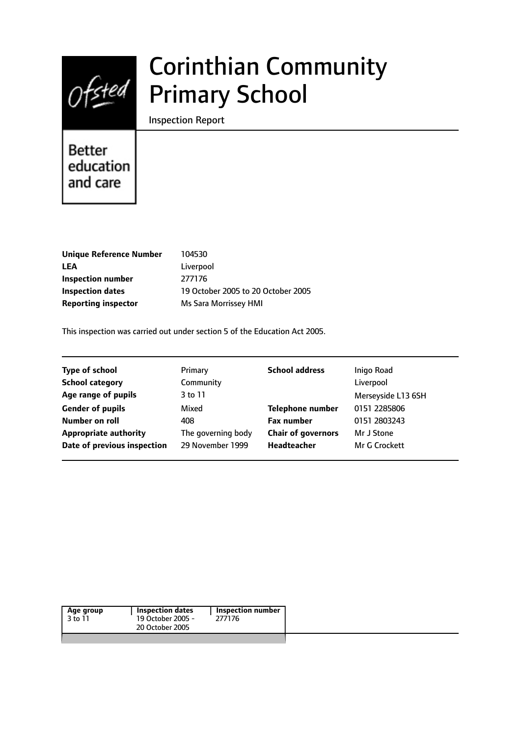# Corinthian Community Primary School

Inspection Report

Better education and care

| | |
|---|---|
| **Unique Reference Number** | 104530 |
| **LEA** | Liverpool |
| **Inspection number** | 277176 |
| **Inspection dates** | 19 October 2005 to 20 October 2005 |
| **Reporting inspector** | Ms Sara Morrissey HMI |

This inspection was carried out under section 5 of the Education Act 2005.

| | | | |
|---|---|---|---|
| **Type of school** | Primary | **School address** | Inigo Road |
| **School category** | Community | | Liverpool |
| **Age range of pupils** | 3 to 11 | | Merseyside L13 6SH |
| **Gender of pupils** | Mixed | **Telephone number** | 0151 2285806 |
| **Number on roll** | 408 | **Fax number** | 0151 2803243 |
| **Appropriate authority** | The governing body | **Chair of governors** | Mr J Stone |
| **Date of previous inspection** | 29 November 1999 | **Headteacher** | Mr G Crockett |

| Age group | Inspection dates | Inspection number |
|---|---|---|
| 3 to 11 | 19 October 2005 - 20 October 2005 | 277176 |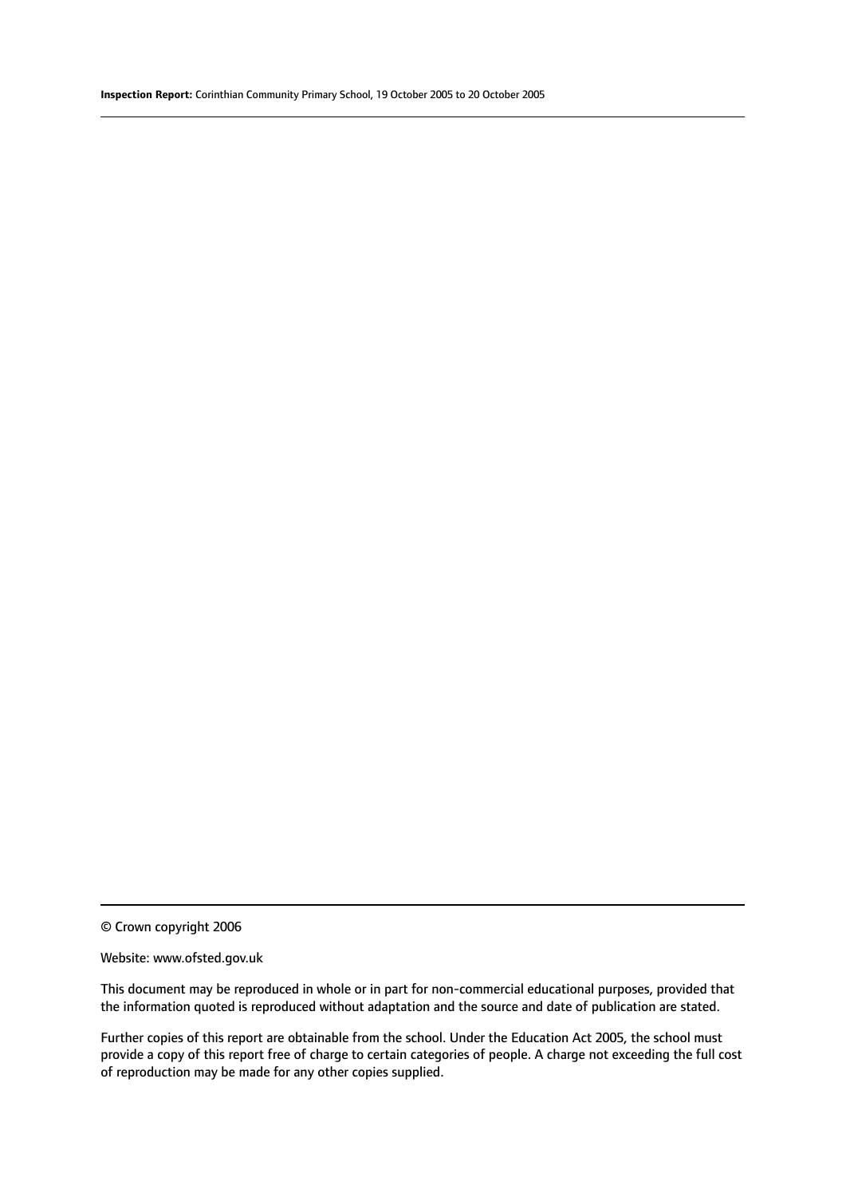© Crown copyright 2006

Website: www.ofsted.gov.uk

This document may be reproduced in whole or in part for non-commercial educational purposes, provided that the information quoted is reproduced without adaptation and the source and date of publication are stated.

Further copies of this report are obtainable from the school. Under the Education Act 2005, the school must provide a copy of this report free of charge to certain categories of people. A charge not exceeding the full cost of reproduction may be made for any other copies supplied.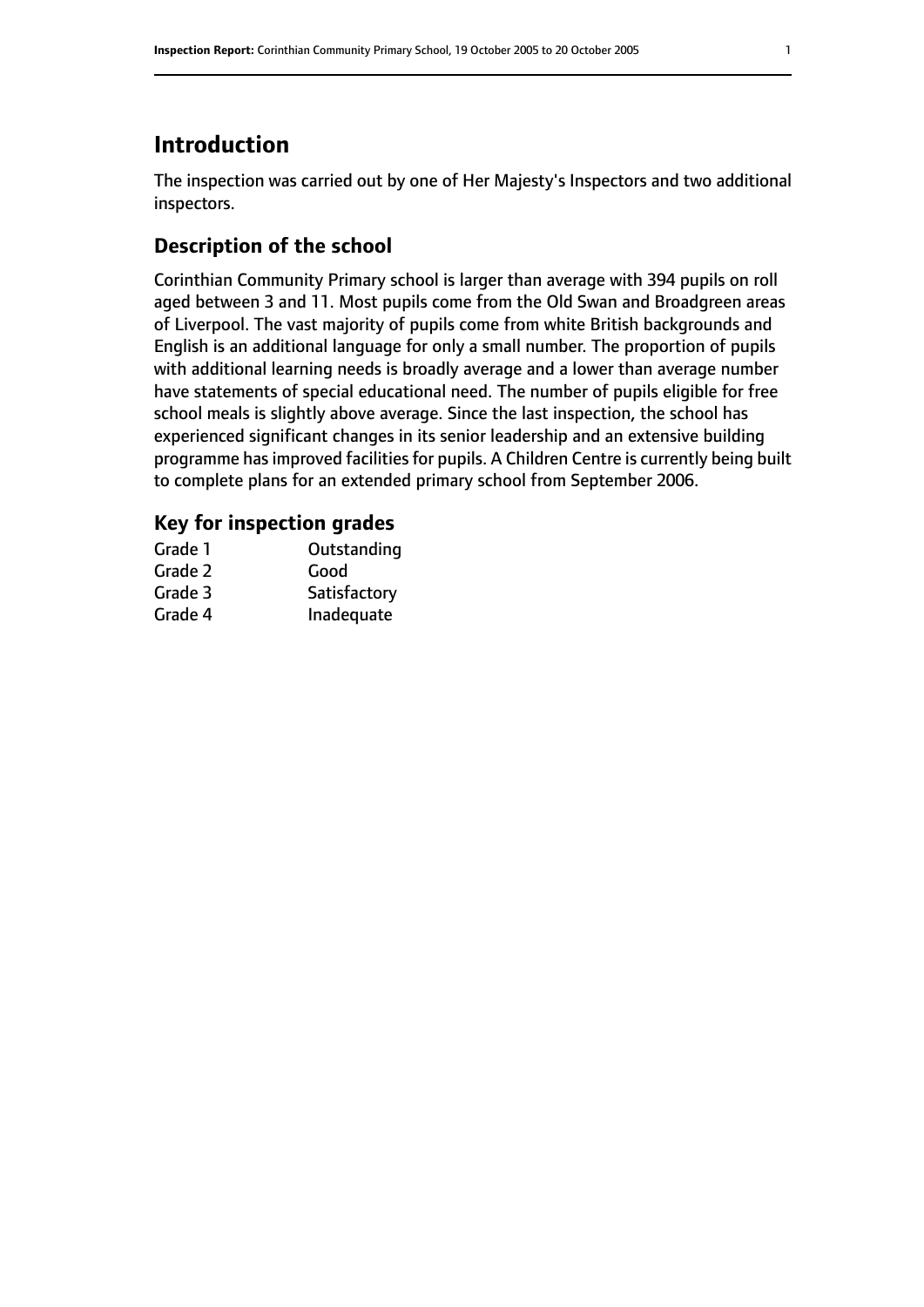# Introduction

The inspection was carried out by one of Her Majesty's Inspectors and two additional inspectors.

## Description of the school

Corinthian Community Primary school is larger than average with 394 pupils on roll aged between 3 and 11. Most pupils come from the Old Swan and Broadgreen areas of Liverpool. The vast majority of pupils come from white British backgrounds and English is an additional language for only a small number. The proportion of pupils with additional learning needs is broadly average and a lower than average number have statements of special educational need. The number of pupils eligible for free school meals is slightly above average. Since the last inspection, the school has experienced significant changes in its senior leadership and an extensive building programme has improved facilities for pupils. A Children Centre is currently being built to complete plans for an extended primary school from September 2006.

## Key for inspection grades

| | |
|---|---|
| Grade 1 | Outstanding |
| Grade 2 | Good |
| Grade 3 | Satisfactory |
| Grade 4 | Inadequate |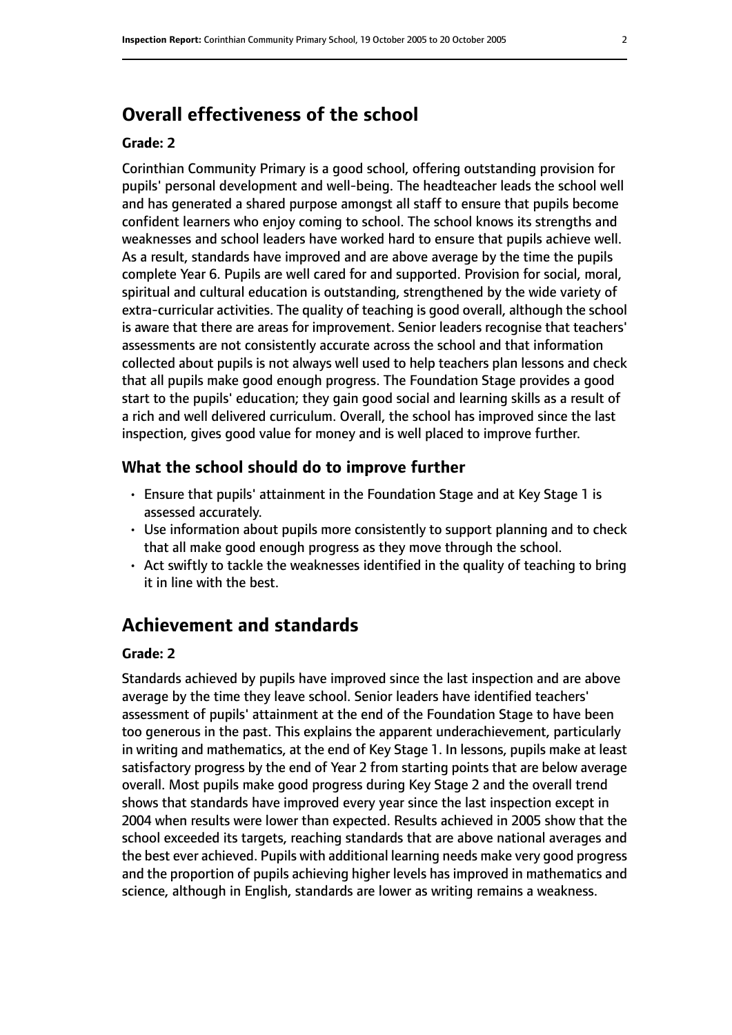## Overall effectiveness of the school

#### Grade: 2

Corinthian Community Primary is a good school, offering outstanding provision for pupils' personal development and well-being. The headteacher leads the school well and has generated a shared purpose amongst all staff to ensure that pupils become confident learners who enjoy coming to school. The school knows its strengths and weaknesses and school leaders have worked hard to ensure that pupils achieve well. As a result, standards have improved and are above average by the time the pupils complete Year 6. Pupils are well cared for and supported. Provision for social, moral, spiritual and cultural education is outstanding, strengthened by the wide variety of extra-curricular activities. The quality of teaching is good overall, although the school is aware that there are areas for improvement. Senior leaders recognise that teachers' assessments are not consistently accurate across the school and that information collected about pupils is not always well used to help teachers plan lessons and check that all pupils make good enough progress. The Foundation Stage provides a good start to the pupils' education; they gain good social and learning skills as a result of a rich and well delivered curriculum. Overall, the school has improved since the last inspection, gives good value for money and is well placed to improve further.

### What the school should do to improve further

- Ensure that pupils' attainment in the Foundation Stage and at Key Stage 1 is assessed accurately.
- Use information about pupils more consistently to support planning and to check that all make good enough progress as they move through the school.
- Act swiftly to tackle the weaknesses identified in the quality of teaching to bring it in line with the best.

## Achievement and standards

#### Grade: 2

Standards achieved by pupils have improved since the last inspection and are above average by the time they leave school. Senior leaders have identified teachers' assessment of pupils' attainment at the end of the Foundation Stage to have been too generous in the past. This explains the apparent underachievement, particularly in writing and mathematics, at the end of Key Stage 1. In lessons, pupils make at least satisfactory progress by the end of Year 2 from starting points that are below average overall. Most pupils make good progress during Key Stage 2 and the overall trend shows that standards have improved every year since the last inspection except in 2004 when results were lower than expected. Results achieved in 2005 show that the school exceeded its targets, reaching standards that are above national averages and the best ever achieved. Pupils with additional learning needs make very good progress and the proportion of pupils achieving higher levels has improved in mathematics and science, although in English, standards are lower as writing remains a weakness.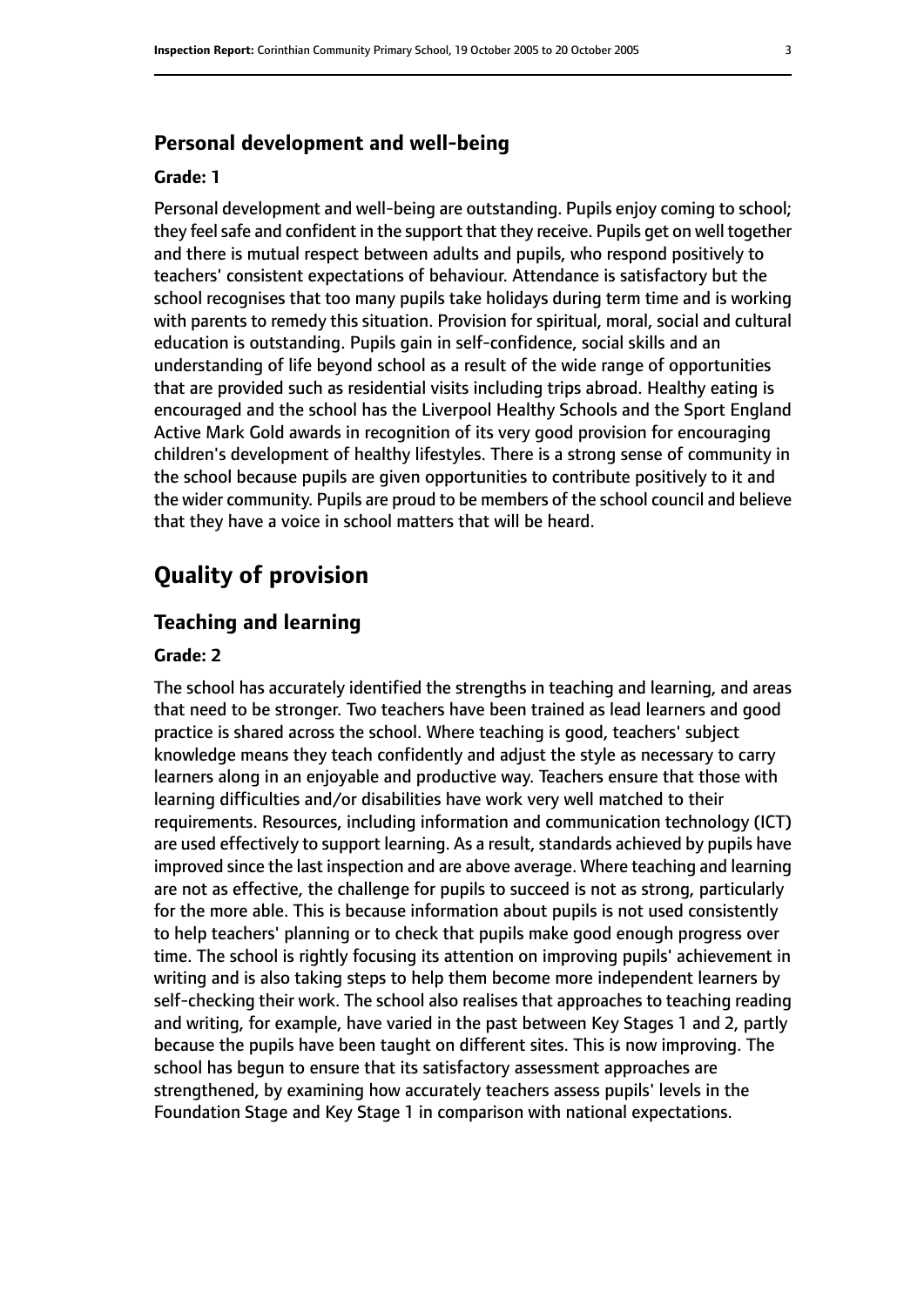### Personal development and well-being

#### Grade: 1

Personal development and well-being are outstanding. Pupils enjoy coming to school; they feel safe and confident in the support that they receive. Pupils get on well together and there is mutual respect between adults and pupils, who respond positively to teachers' consistent expectations of behaviour. Attendance is satisfactory but the school recognises that too many pupils take holidays during term time and is working with parents to remedy this situation. Provision for spiritual, moral, social and cultural education is outstanding. Pupils gain in self-confidence, social skills and an understanding of life beyond school as a result of the wide range of opportunities that are provided such as residential visits including trips abroad. Healthy eating is encouraged and the school has the Liverpool Healthy Schools and the Sport England Active Mark Gold awards in recognition of its very good provision for encouraging children's development of healthy lifestyles. There is a strong sense of community in the school because pupils are given opportunities to contribute positively to it and the wider community. Pupils are proud to be members of the school council and believe that they have a voice in school matters that will be heard.

## Quality of provision

### Teaching and learning

#### Grade: 2

The school has accurately identified the strengths in teaching and learning, and areas that need to be stronger. Two teachers have been trained as lead learners and good practice is shared across the school. Where teaching is good, teachers' subject knowledge means they teach confidently and adjust the style as necessary to carry learners along in an enjoyable and productive way. Teachers ensure that those with learning difficulties and/or disabilities have work very well matched to their requirements. Resources, including information and communication technology (ICT) are used effectively to support learning. As a result, standards achieved by pupils have improved since the last inspection and are above average. Where teaching and learning are not as effective, the challenge for pupils to succeed is not as strong, particularly for the more able. This is because information about pupils is not used consistently to help teachers' planning or to check that pupils make good enough progress over time. The school is rightly focusing its attention on improving pupils' achievement in writing and is also taking steps to help them become more independent learners by self-checking their work. The school also realises that approaches to teaching reading and writing, for example, have varied in the past between Key Stages 1 and 2, partly because the pupils have been taught on different sites. This is now improving. The school has begun to ensure that its satisfactory assessment approaches are strengthened, by examining how accurately teachers assess pupils' levels in the Foundation Stage and Key Stage 1 in comparison with national expectations.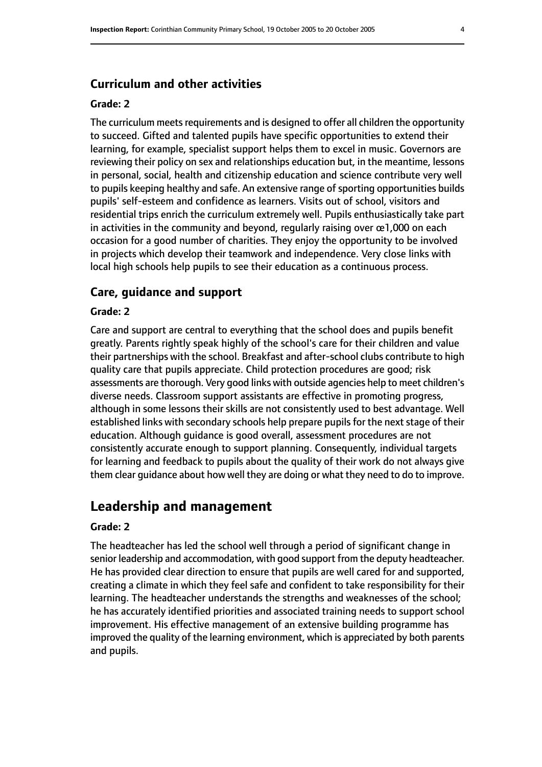### Curriculum and other activities

#### Grade: 2

The curriculum meets requirements and is designed to offer all children the opportunity to succeed. Gifted and talented pupils have specific opportunities to extend their learning, for example, specialist support helps them to excel in music. Governors are reviewing their policy on sex and relationships education but, in the meantime, lessons in personal, social, health and citizenship education and science contribute very well to pupils keeping healthy and safe. An extensive range of sporting opportunities builds pupils' self-esteem and confidence as learners. Visits out of school, visitors and residential trips enrich the curriculum extremely well. Pupils enthusiastically take part in activities in the community and beyond, regularly raising over œ1,000 on each occasion for a good number of charities. They enjoy the opportunity to be involved in projects which develop their teamwork and independence. Very close links with local high schools help pupils to see their education as a continuous process.

### Care, guidance and support

#### Grade: 2

Care and support are central to everything that the school does and pupils benefit greatly. Parents rightly speak highly of the school's care for their children and value their partnerships with the school. Breakfast and after-school clubs contribute to high quality care that pupils appreciate. Child protection procedures are good; risk assessments are thorough. Very good links with outside agencies help to meet children's diverse needs. Classroom support assistants are effective in promoting progress, although in some lessons their skills are not consistently used to best advantage. Well established links with secondary schools help prepare pupils for the next stage of their education. Although guidance is good overall, assessment procedures are not consistently accurate enough to support planning. Consequently, individual targets for learning and feedback to pupils about the quality of their work do not always give them clear guidance about how well they are doing or what they need to do to improve.

## Leadership and management

#### Grade: 2

The headteacher has led the school well through a period of significant change in senior leadership and accommodation, with good support from the deputy headteacher. He has provided clear direction to ensure that pupils are well cared for and supported, creating a climate in which they feel safe and confident to take responsibility for their learning. The headteacher understands the strengths and weaknesses of the school; he has accurately identified priorities and associated training needs to support school improvement. His effective management of an extensive building programme has improved the quality of the learning environment, which is appreciated by both parents and pupils.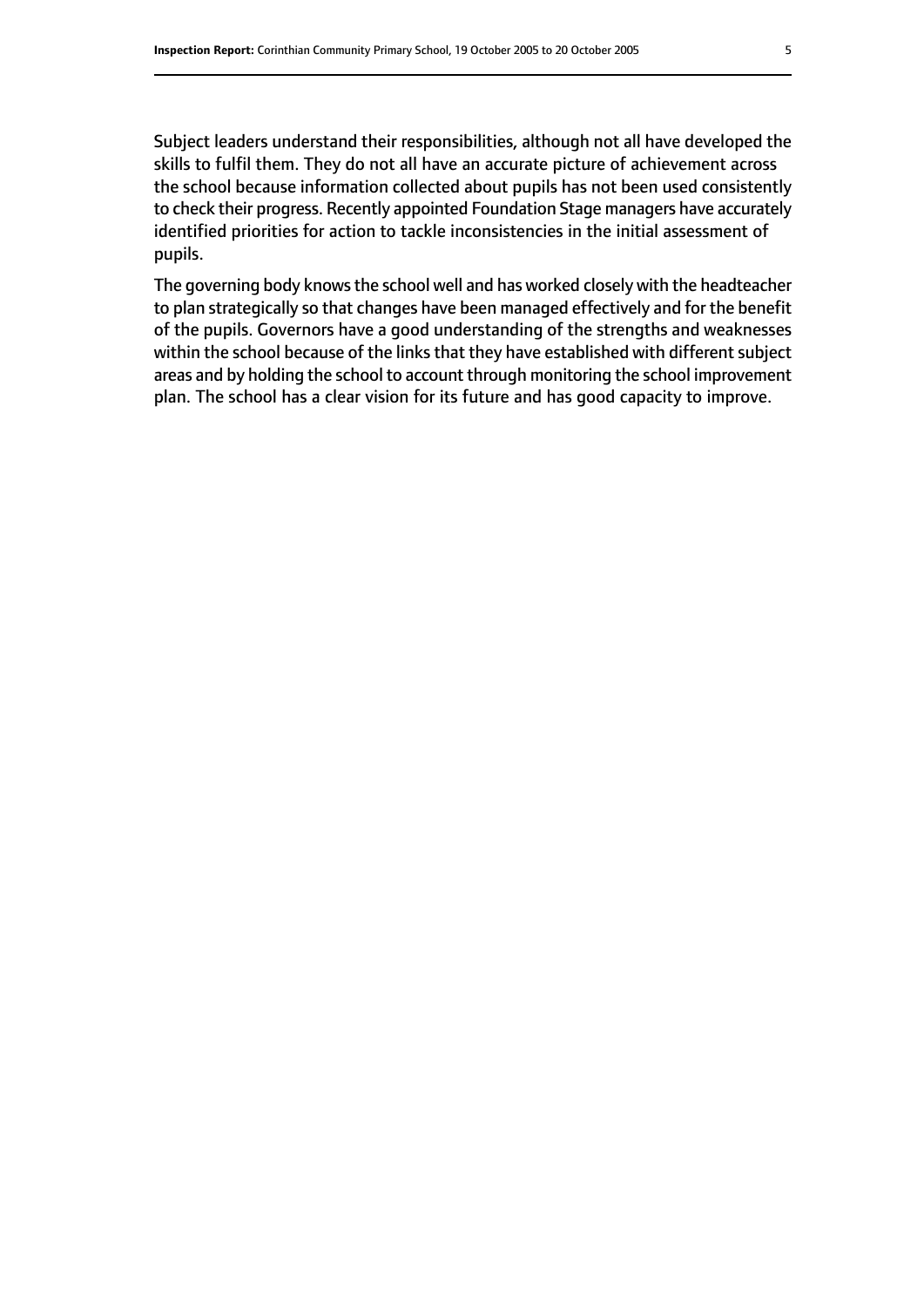Subject leaders understand their responsibilities, although not all have developed the skills to fulfil them. They do not all have an accurate picture of achievement across the school because information collected about pupils has not been used consistently to check their progress. Recently appointed Foundation Stage managers have accurately identified priorities for action to tackle inconsistencies in the initial assessment of pupils.

The governing body knows the school well and has worked closely with the headteacher to plan strategically so that changes have been managed effectively and for the benefit of the pupils. Governors have a good understanding of the strengths and weaknesses within the school because of the links that they have established with different subject areas and by holding the school to account through monitoring the school improvement plan. The school has a clear vision for its future and has good capacity to improve.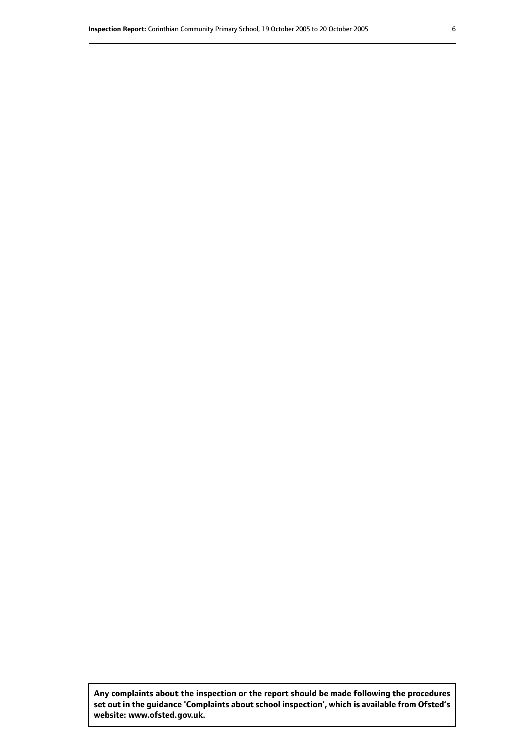**Any complaints about the inspection or the report should be made following the procedures set out in the guidance 'Complaints about school inspection', which is available from Ofsted's website: www.ofsted.gov.uk.**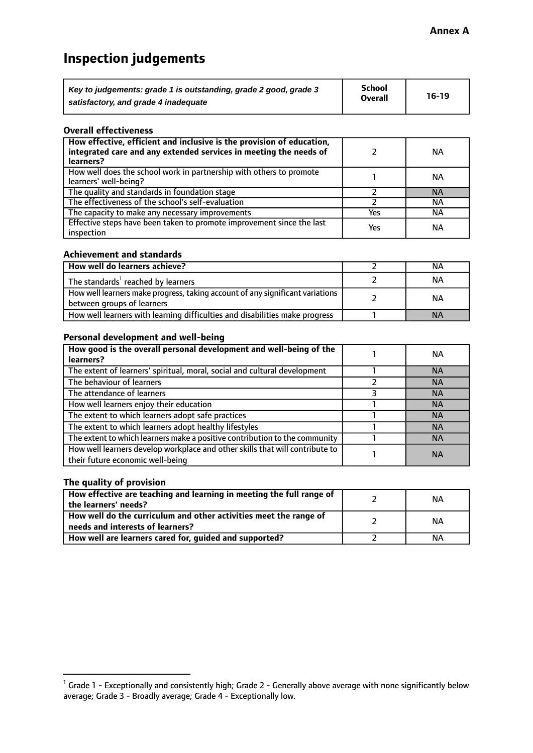**Annex A**

# Inspection judgements

| *Key to judgements: grade 1 is outstanding, grade 2 good, grade 3 satisfactory, and grade 4 inadequate* | School Overall | 16-19 |
|---|---|---|

### Overall effectiveness

| | | |
|---|---|---|
| **How effective, efficient and inclusive is the provision of education, integrated care and any extended services in meeting the needs of learners?** | 2 | NA |
| How well does the school work in partnership with others to promote learners' well-being? | 1 | NA |
| The quality and standards in foundation stage | 2 | NA |
| The effectiveness of the school's self-evaluation | 2 | NA |
| The capacity to make any necessary improvements | Yes | NA |
| Effective steps have been taken to promote improvement since the last inspection | Yes | NA |

### Achievement and standards

| | | |
|---|---|---|
| **How well do learners achieve?** | 2 | NA |
| The standards[1] reached by learners | 2 | NA |
| How well learners make progress, taking account of any significant variations between groups of learners | 2 | NA |
| How well learners with learning difficulties and disabilities make progress | 1 | NA |

### Personal development and well-being

| | | |
|---|---|---|
| **How good is the overall personal development and well-being of the learners?** | 1 | NA |
| The extent of learners' spiritual, moral, social and cultural development | 1 | NA |
| The behaviour of learners | 2 | NA |
| The attendance of learners | 3 | NA |
| How well learners enjoy their education | 1 | NA |
| The extent to which learners adopt safe practices | 1 | NA |
| The extent to which learners adopt healthy lifestyles | 1 | NA |
| The extent to which learners make a positive contribution to the community | 1 | NA |
| How well learners develop workplace and other skills that will contribute to their future economic well-being | 1 | NA |

### The quality of provision

| | | |
|---|---|---|
| **How effective are teaching and learning in meeting the full range of the learners' needs?** | 2 | NA |
| **How well do the curriculum and other activities meet the range of needs and interests of learners?** | 2 | NA |
| **How well are learners cared for, guided and supported?** | 2 | NA |

[1] Grade 1 - Exceptionally and consistently high; Grade 2 - Generally above average with none significantly below average; Grade 3 - Broadly average; Grade 4 - Exceptionally low.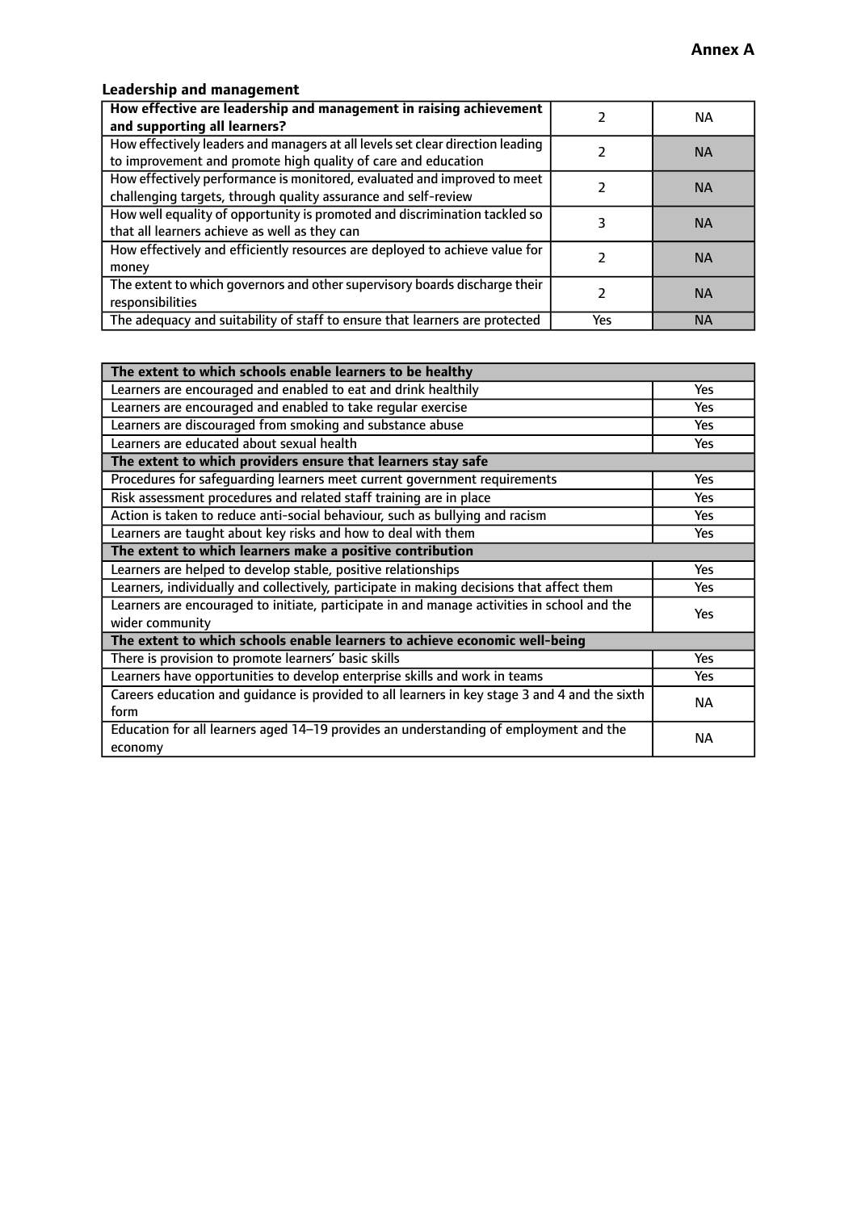**Annex A**

### Leadership and management

| How effective are leadership and management in raising achievement and supporting all learners? | 2 | NA |
|---|---|---|
| How effectively leaders and managers at all levels set clear direction leading to improvement and promote high quality of care and education | 2 | NA |
| How effectively performance is monitored, evaluated and improved to meet challenging targets, through quality assurance and self-review | 2 | NA |
| How well equality of opportunity is promoted and discrimination tackled so that all learners achieve as well as they can | 3 | NA |
| How effectively and efficiently resources are deployed to achieve value for money | 2 | NA |
| The extent to which governors and other supervisory boards discharge their responsibilities | 2 | NA |
| The adequacy and suitability of staff to ensure that learners are protected | Yes | NA |

| **The extent to which schools enable learners to be healthy** | |
|---|---|
| Learners are encouraged and enabled to eat and drink healthily | Yes |
| Learners are encouraged and enabled to take regular exercise | Yes |
| Learners are discouraged from smoking and substance abuse | Yes |
| Learners are educated about sexual health | Yes |
| **The extent to which providers ensure that learners stay safe** | |
| Procedures for safeguarding learners meet current government requirements | Yes |
| Risk assessment procedures and related staff training are in place | Yes |
| Action is taken to reduce anti-social behaviour, such as bullying and racism | Yes |
| Learners are taught about key risks and how to deal with them | Yes |
| **The extent to which learners make a positive contribution** | |
| Learners are helped to develop stable, positive relationships | Yes |
| Learners, individually and collectively, participate in making decisions that affect them | Yes |
| Learners are encouraged to initiate, participate in and manage activities in school and the wider community | Yes |
| **The extent to which schools enable learners to achieve economic well-being** | |
| There is provision to promote learners' basic skills | Yes |
| Learners have opportunities to develop enterprise skills and work in teams | Yes |
| Careers education and guidance is provided to all learners in key stage 3 and 4 and the sixth form | NA |
| Education for all learners aged 14–19 provides an understanding of employment and the economy | NA |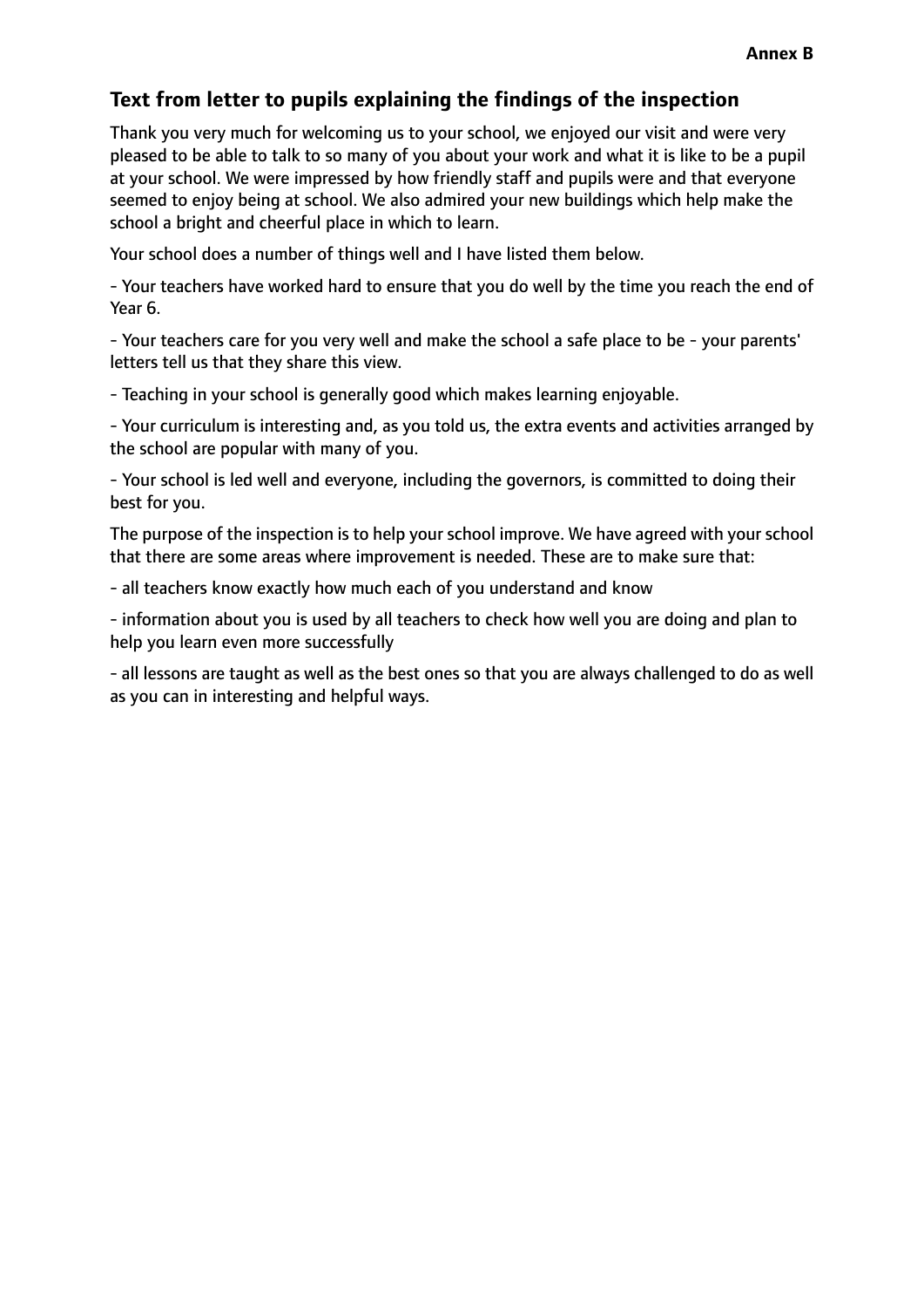**Annex B**

## Text from letter to pupils explaining the findings of the inspection

Thank you very much for welcoming us to your school, we enjoyed our visit and were very pleased to be able to talk to so many of you about your work and what it is like to be a pupil at your school. We were impressed by how friendly staff and pupils were and that everyone seemed to enjoy being at school. We also admired your new buildings which help make the school a bright and cheerful place in which to learn.

Your school does a number of things well and I have listed them below.

- Your teachers have worked hard to ensure that you do well by the time you reach the end of Year 6.

- Your teachers care for you very well and make the school a safe place to be - your parents' letters tell us that they share this view.

- Teaching in your school is generally good which makes learning enjoyable.

- Your curriculum is interesting and, as you told us, the extra events and activities arranged by the school are popular with many of you.

- Your school is led well and everyone, including the governors, is committed to doing their best for you.

The purpose of the inspection is to help your school improve. We have agreed with your school that there are some areas where improvement is needed. These are to make sure that:

- all teachers know exactly how much each of you understand and know

- information about you is used by all teachers to check how well you are doing and plan to help you learn even more successfully

- all lessons are taught as well as the best ones so that you are always challenged to do as well as you can in interesting and helpful ways.